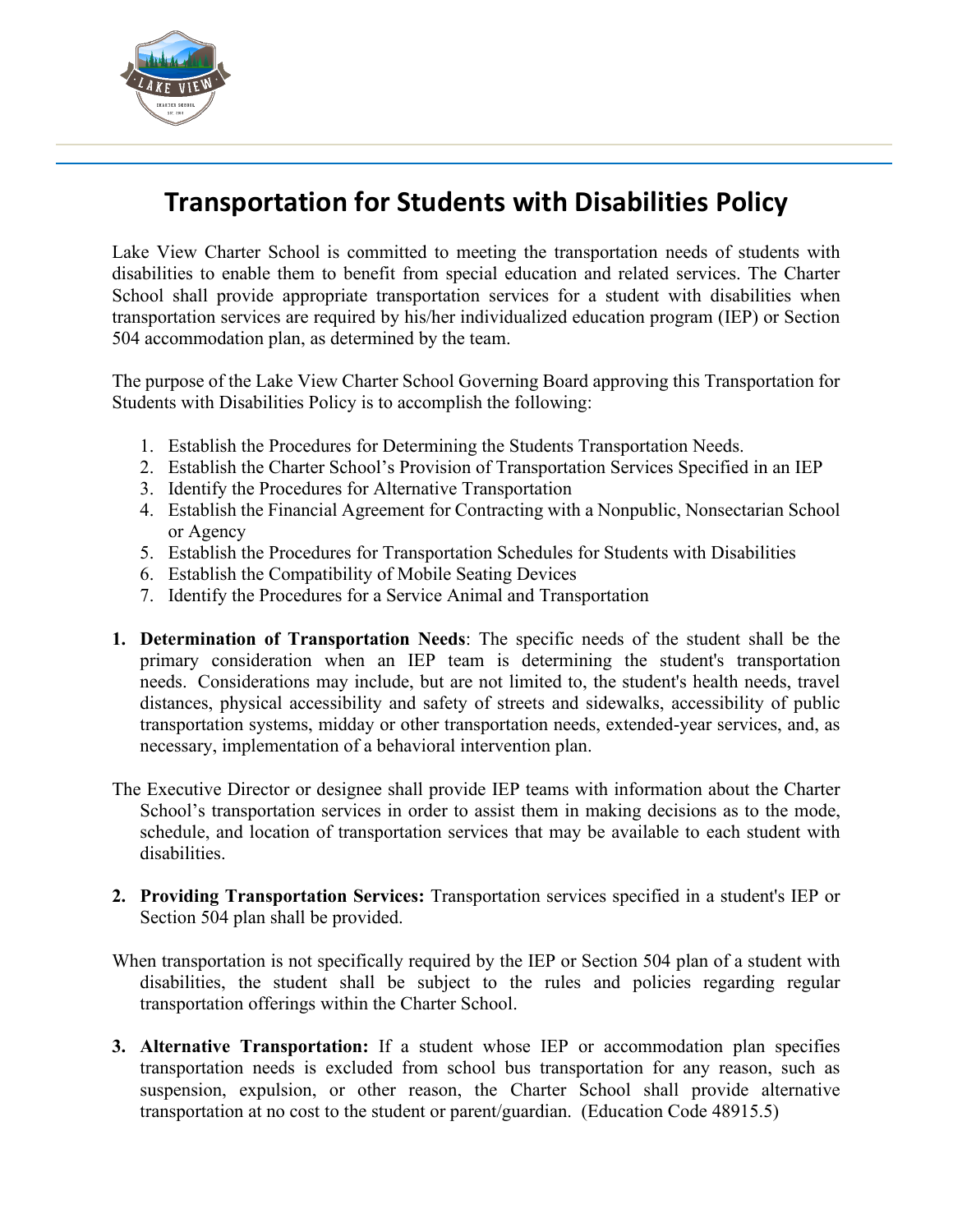# Transportation for Students with Disabilities Policy

Lake View Charter School is committed to meeting the transportation needs of students with disabilities to enable them to benefit from special education and related services. The Charter School shall provide appropriate transportation services for a student with disabilities when transportation services are required by his/her individualized education program (IEP) or Section 504 accommodation plan, as determined by the team.

The purpose of the Lake View Charter School Governing Board approving this Transportation for Students with Disabilities Policy is to accomplish the following:

1. Establish the Procedures for Determining the Students Transportation Needs.
2. Establish the Charter School's Provision of Transportation Services Specified in an IEP
3. Identify the Procedures for Alternative Transportation
4. Establish the Financial Agreement for Contracting with a Nonpublic, Nonsectarian School or Agency
5. Establish the Procedures for Transportation Schedules for Students with Disabilities
6. Establish the Compatibility of Mobile Seating Devices
7. Identify the Procedures for a Service Animal and Transportation

1. **Determination of Transportation Needs**: The specific needs of the student shall be the primary consideration when an IEP team is determining the student's transportation needs. Considerations may include, but are not limited to, the student's health needs, travel distances, physical accessibility and safety of streets and sidewalks, accessibility of public transportation systems, midday or other transportation needs, extended-year services, and, as necessary, implementation of a behavioral intervention plan.

The Executive Director or designee shall provide IEP teams with information about the Charter School's transportation services in order to assist them in making decisions as to the mode, schedule, and location of transportation services that may be available to each student with disabilities.

2. **Providing Transportation Services:** Transportation services specified in a student's IEP or Section 504 plan shall be provided.

When transportation is not specifically required by the IEP or Section 504 plan of a student with disabilities, the student shall be subject to the rules and policies regarding regular transportation offerings within the Charter School.

3. **Alternative Transportation:** If a student whose IEP or accommodation plan specifies transportation needs is excluded from school bus transportation for any reason, such as suspension, expulsion, or other reason, the Charter School shall provide alternative transportation at no cost to the student or parent/guardian. (Education Code 48915.5)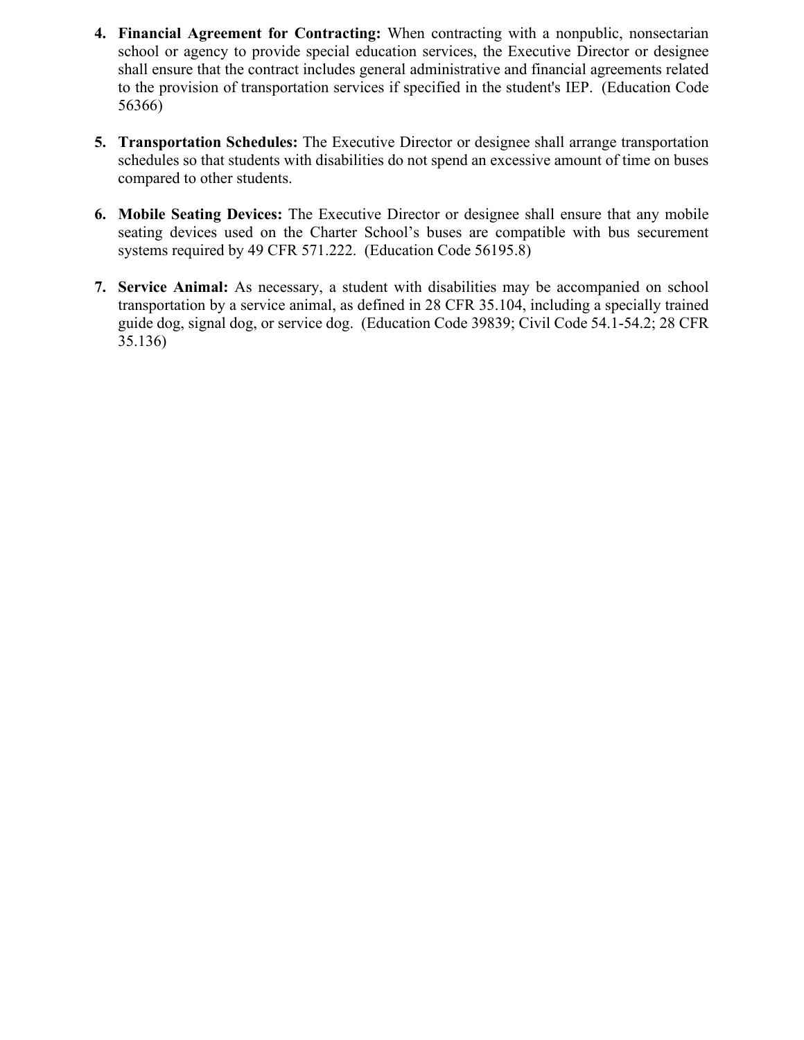4. **Financial Agreement for Contracting:** When contracting with a nonpublic, nonsectarian school or agency to provide special education services, the Executive Director or designee shall ensure that the contract includes general administrative and financial agreements related to the provision of transportation services if specified in the student's IEP. (Education Code 56366)

5. **Transportation Schedules:** The Executive Director or designee shall arrange transportation schedules so that students with disabilities do not spend an excessive amount of time on buses compared to other students.

6. **Mobile Seating Devices:** The Executive Director or designee shall ensure that any mobile seating devices used on the Charter School's buses are compatible with bus securement systems required by 49 CFR 571.222. (Education Code 56195.8)

7. **Service Animal:** As necessary, a student with disabilities may be accompanied on school transportation by a service animal, as defined in 28 CFR 35.104, including a specially trained guide dog, signal dog, or service dog. (Education Code 39839; Civil Code 54.1-54.2; 28 CFR 35.136)